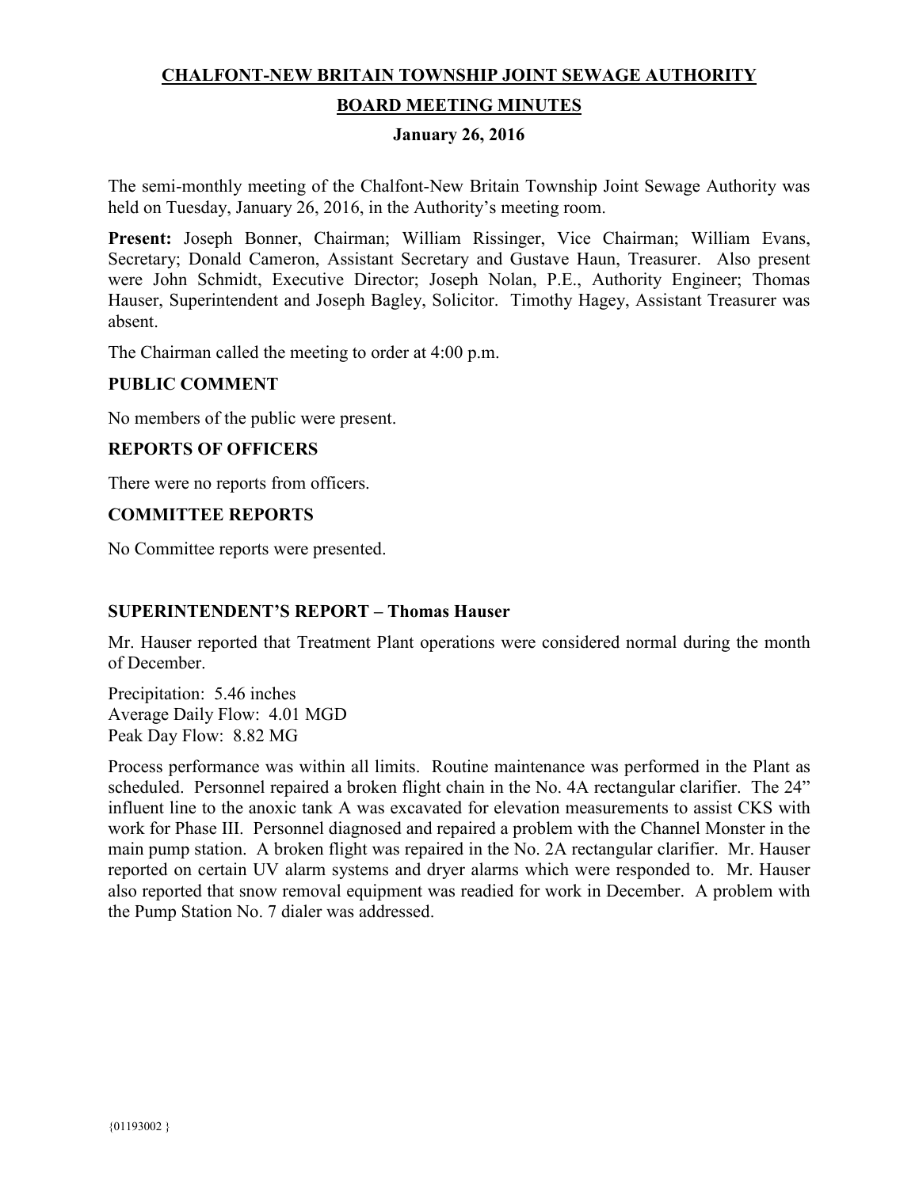# CHALFONT-NEW BRITAIN TOWNSHIP JOINT SEWAGE AUTHORITY

## BOARD MEETING MINUTES

### January 26, 2016

The semi-monthly meeting of the Chalfont-New Britain Township Joint Sewage Authority was held on Tuesday, January 26, 2016, in the Authority's meeting room.

**Present:** Joseph Bonner, Chairman; William Rissinger, Vice Chairman; William Evans, Secretary; Donald Cameron, Assistant Secretary and Gustave Haun, Treasurer. Also present were John Schmidt, Executive Director; Joseph Nolan, P.E., Authority Engineer; Thomas Hauser, Superintendent and Joseph Bagley, Solicitor. Timothy Hagey, Assistant Treasurer was absent.

The Chairman called the meeting to order at 4:00 p.m.

**PUBLIC COMMENT**

No members of the public were present.

**REPORTS OF OFFICERS**

There were no reports from officers.

**COMMITTEE REPORTS**

No Committee reports were presented.

**SUPERINTENDENT'S REPORT – Thomas Hauser**

Mr. Hauser reported that Treatment Plant operations were considered normal during the month of December.

Precipitation: 5.46 inches
Average Daily Flow: 4.01 MGD
Peak Day Flow: 8.82 MG

Process performance was within all limits. Routine maintenance was performed in the Plant as scheduled. Personnel repaired a broken flight chain in the No. 4A rectangular clarifier. The 24" influent line to the anoxic tank A was excavated for elevation measurements to assist CKS with work for Phase III. Personnel diagnosed and repaired a problem with the Channel Monster in the main pump station. A broken flight was repaired in the No. 2A rectangular clarifier. Mr. Hauser reported on certain UV alarm systems and dryer alarms which were responded to. Mr. Hauser also reported that snow removal equipment was readied for work in December. A problem with the Pump Station No. 7 dialer was addressed.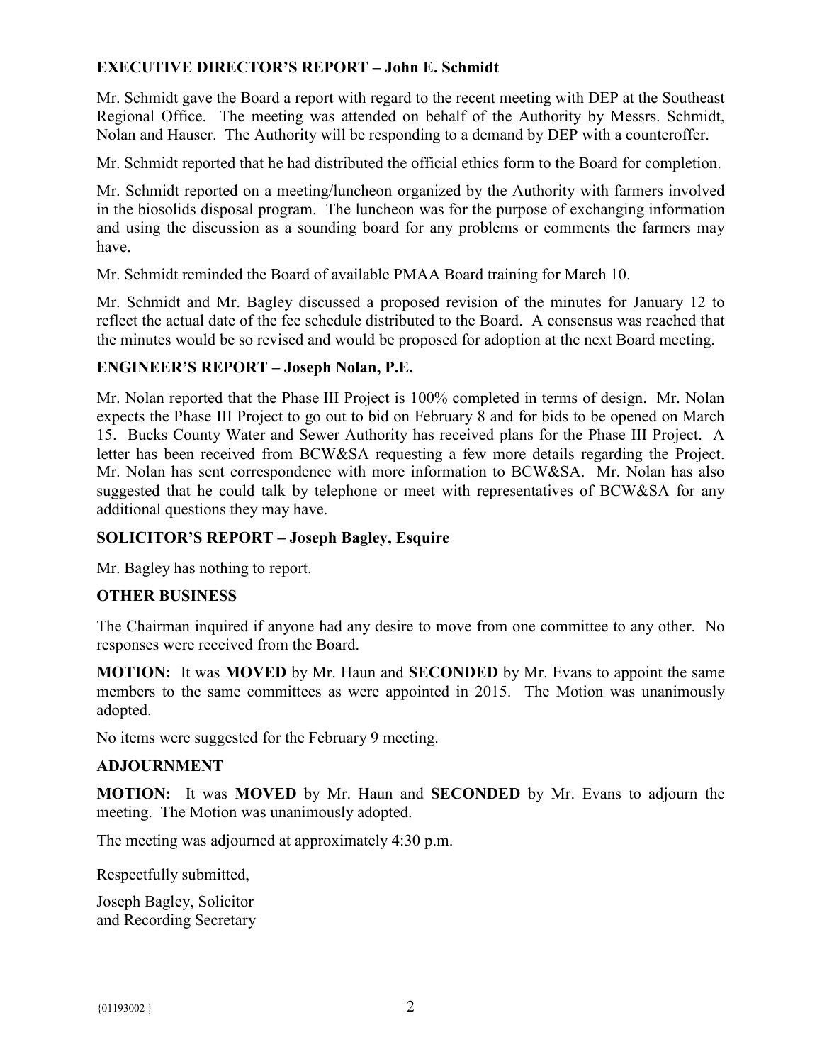**EXECUTIVE DIRECTOR'S REPORT – John E. Schmidt**

Mr. Schmidt gave the Board a report with regard to the recent meeting with DEP at the Southeast Regional Office. The meeting was attended on behalf of the Authority by Messrs. Schmidt, Nolan and Hauser. The Authority will be responding to a demand by DEP with a counteroffer.

Mr. Schmidt reported that he had distributed the official ethics form to the Board for completion.

Mr. Schmidt reported on a meeting/luncheon organized by the Authority with farmers involved in the biosolids disposal program. The luncheon was for the purpose of exchanging information and using the discussion as a sounding board for any problems or comments the farmers may have.

Mr. Schmidt reminded the Board of available PMAA Board training for March 10.

Mr. Schmidt and Mr. Bagley discussed a proposed revision of the minutes for January 12 to reflect the actual date of the fee schedule distributed to the Board. A consensus was reached that the minutes would be so revised and would be proposed for adoption at the next Board meeting.

**ENGINEER'S REPORT – Joseph Nolan, P.E.**

Mr. Nolan reported that the Phase III Project is 100% completed in terms of design. Mr. Nolan expects the Phase III Project to go out to bid on February 8 and for bids to be opened on March 15. Bucks County Water and Sewer Authority has received plans for the Phase III Project. A letter has been received from BCW&SA requesting a few more details regarding the Project. Mr. Nolan has sent correspondence with more information to BCW&SA. Mr. Nolan has also suggested that he could talk by telephone or meet with representatives of BCW&SA for any additional questions they may have.

**SOLICITOR'S REPORT – Joseph Bagley, Esquire**

Mr. Bagley has nothing to report.

**OTHER BUSINESS**

The Chairman inquired if anyone had any desire to move from one committee to any other. No responses were received from the Board.

**MOTION:** It was **MOVED** by Mr. Haun and **SECONDED** by Mr. Evans to appoint the same members to the same committees as were appointed in 2015. The Motion was unanimously adopted.

No items were suggested for the February 9 meeting.

**ADJOURNMENT**

**MOTION:** It was **MOVED** by Mr. Haun and **SECONDED** by Mr. Evans to adjourn the meeting. The Motion was unanimously adopted.

The meeting was adjourned at approximately 4:30 p.m.

Respectfully submitted,

Joseph Bagley, Solicitor
and Recording Secretary

{01193002 }